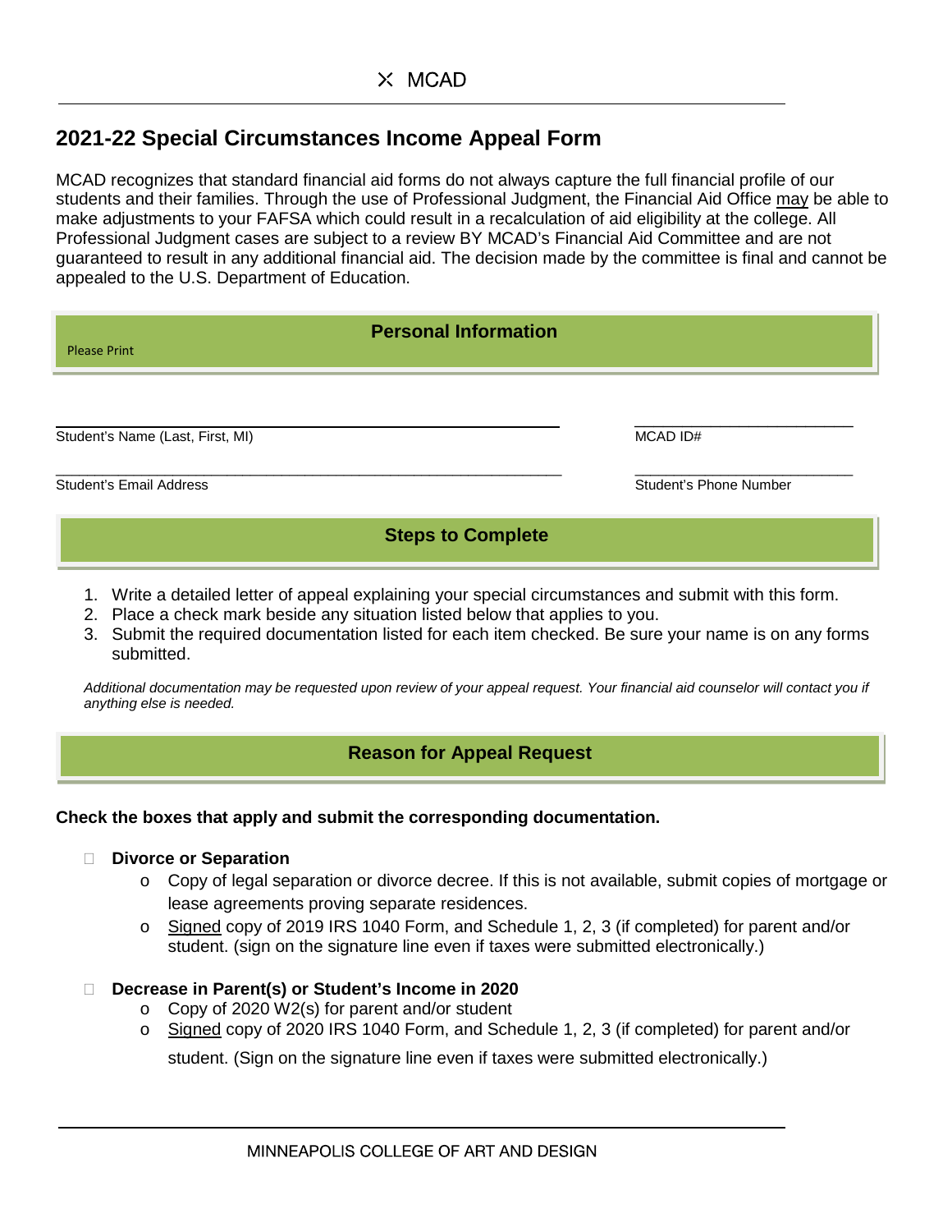# 2021-22 Special Circumstances Income Appeal Form

MCAD recognizes that standard financial aid forms do not always capture the full financial profile of our students and their families. Through the use of Professional Judgment, the Financial Aid Office may be able to make adjustments to your FAFSA which could result in a recalculation of aid eligibility at the college. All Professional Judgment cases are subject to a review BY MCAD's Financial Aid Committee and are not guaranteed to result in any additional financial aid. The decision made by the committee is final and cannot be appealed to the U.S. Department of Education.

## Personal Information

Please Print

_______________________________________________ Student's Name (Last, First, MI)

_______________________ MCAD ID#

_______________________________________________ Student's Email Address

_______________________ Student's Phone Number

## Steps to Complete

1. Write a detailed letter of appeal explaining your special circumstances and submit with this form.
2. Place a check mark beside any situation listed below that applies to you.
3. Submit the required documentation listed for each item checked. Be sure your name is on any forms submitted.

*Additional documentation may be requested upon review of your appeal request. Your financial aid counselor will contact you if anything else is needed.*

## Reason for Appeal Request

**Check the boxes that apply and submit the corresponding documentation.**

- ☐ **Divorce or Separation**
  - Copy of legal separation or divorce decree. If this is not available, submit copies of mortgage or lease agreements proving separate residences.
  - Signed copy of 2019 IRS 1040 Form, and Schedule 1, 2, 3 (if completed) for parent and/or student. (sign on the signature line even if taxes were submitted electronically.)

- ☐ **Decrease in Parent(s) or Student's Income in 2020**
  - Copy of 2020 W2(s) for parent and/or student
  - Signed copy of 2020 IRS 1040 Form, and Schedule 1, 2, 3 (if completed) for parent and/or student. (Sign on the signature line even if taxes were submitted electronically.)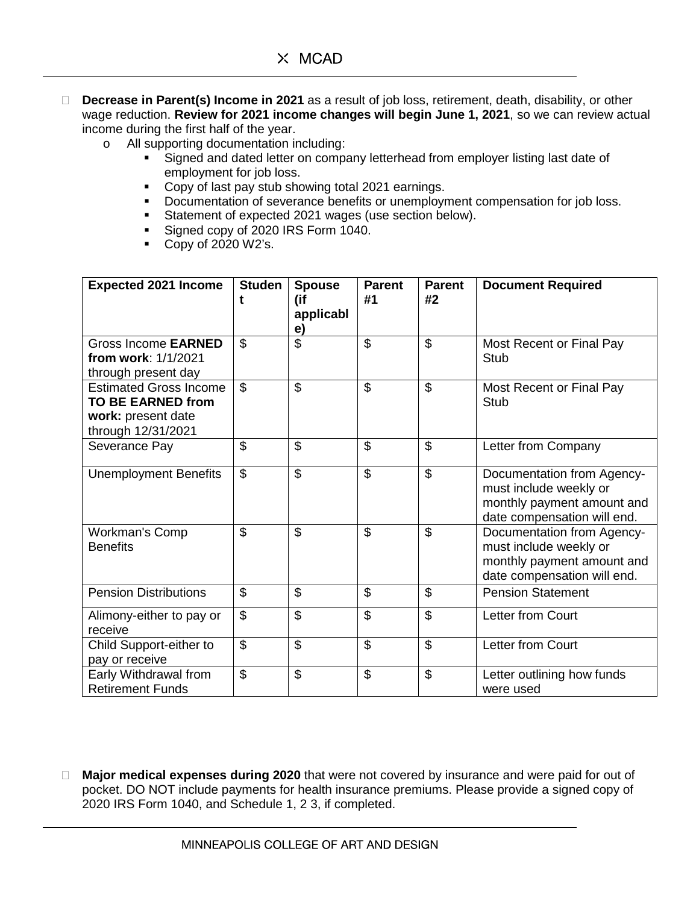- ☐ **Decrease in Parent(s) Income in 2021** as a result of job loss, retirement, death, disability, or other wage reduction. **Review for 2021 income changes will begin June 1, 2021**, so we can review actual income during the first half of the year.
  - o All supporting documentation including:
    - Signed and dated letter on company letterhead from employer listing last date of employment for job loss.
    - Copy of last pay stub showing total 2021 earnings.
    - Documentation of severance benefits or unemployment compensation for job loss.
    - Statement of expected 2021 wages (use section below).
    - Signed copy of 2020 IRS Form 1040.
    - Copy of 2020 W2's.

| **Expected 2021 Income** | **Student** | **Spouse (if applicable)** | **Parent #1** | **Parent #2** | **Document Required** |
|---|---|---|---|---|---|
| Gross Income **EARNED from work**: 1/1/2021 through present day | $ | $ | $ | $ | Most Recent or Final Pay Stub |
| Estimated Gross Income **TO BE EARNED from work:** present date through 12/31/2021 | $ | $ | $ | $ | Most Recent or Final Pay Stub |
| Severance Pay | $ | $ | $ | $ | Letter from Company |
| Unemployment Benefits | $ | $ | $ | $ | Documentation from Agency-must include weekly or monthly payment amount and date compensation will end. |
| Workman's Comp Benefits | $ | $ | $ | $ | Documentation from Agency-must include weekly or monthly payment amount and date compensation will end. |
| Pension Distributions | $ | $ | $ | $ | Pension Statement |
| Alimony-either to pay or receive | $ | $ | $ | $ | Letter from Court |
| Child Support-either to pay or receive | $ | $ | $ | $ | Letter from Court |
| Early Withdrawal from Retirement Funds | $ | $ | $ | $ | Letter outlining how funds were used |

- ☐ **Major medical expenses during 2020** that were not covered by insurance and were paid for out of pocket. DO NOT include payments for health insurance premiums. Please provide a signed copy of 2020 IRS Form 1040, and Schedule 1, 2 3, if completed.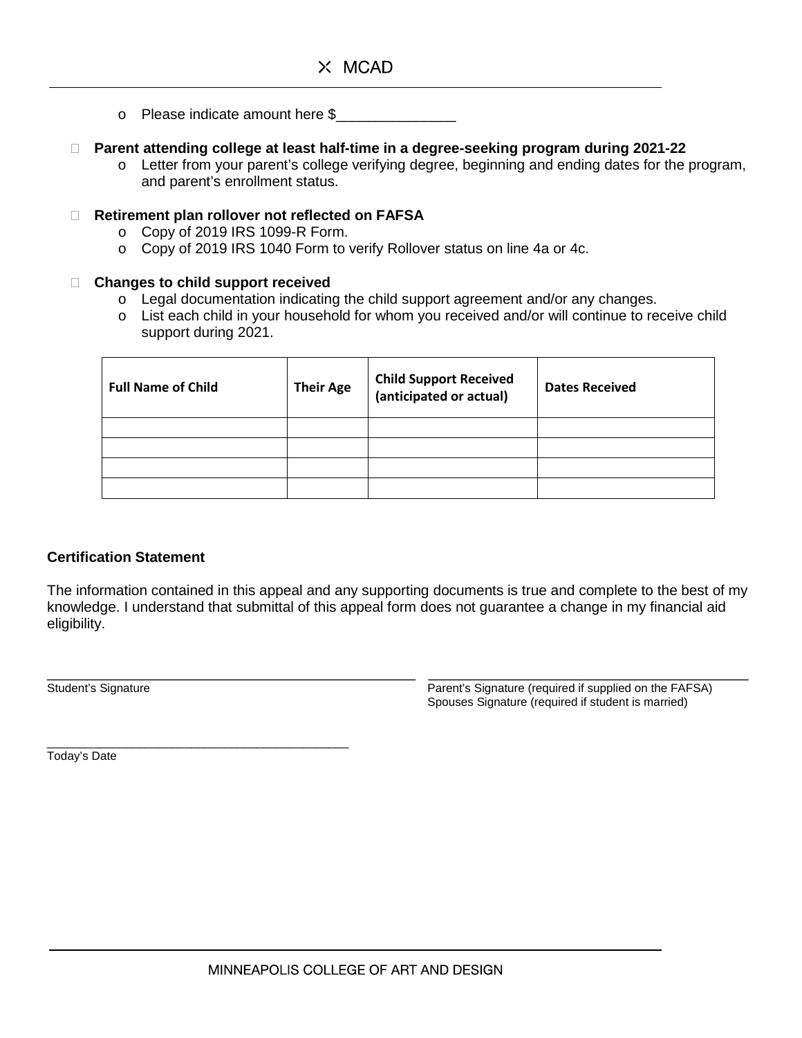- Please indicate amount here $_______________

☐ **Parent attending college at least half-time in a degree-seeking program during 2021-22**
- Letter from your parent's college verifying degree, beginning and ending dates for the program, and parent's enrollment status.

☐ **Retirement plan rollover not reflected on FAFSA**
- Copy of 2019 IRS 1099-R Form.
- Copy of 2019 IRS 1040 Form to verify Rollover status on line 4a or 4c.

☐ **Changes to child support received**
- Legal documentation indicating the child support agreement and/or any changes.
- List each child in your household for whom you received and/or will continue to receive child support during 2021.

| Full Name of Child | Their Age | Child Support Received (anticipated or actual) | Dates Received |
|---|---|---|---|
| | | | |
| | | | |
| | | | |
| | | | |

**Certification Statement**

The information contained in this appeal and any supporting documents is true and complete to the best of my knowledge. I understand that submittal of this appeal form does not guarantee a change in my financial aid eligibility.

___________________________________________________
Student's Signature

___________________________________________________
Parent's Signature (required if supplied on the FAFSA)
Spouses Signature (required if student is married)

___________________________________________
Today's Date